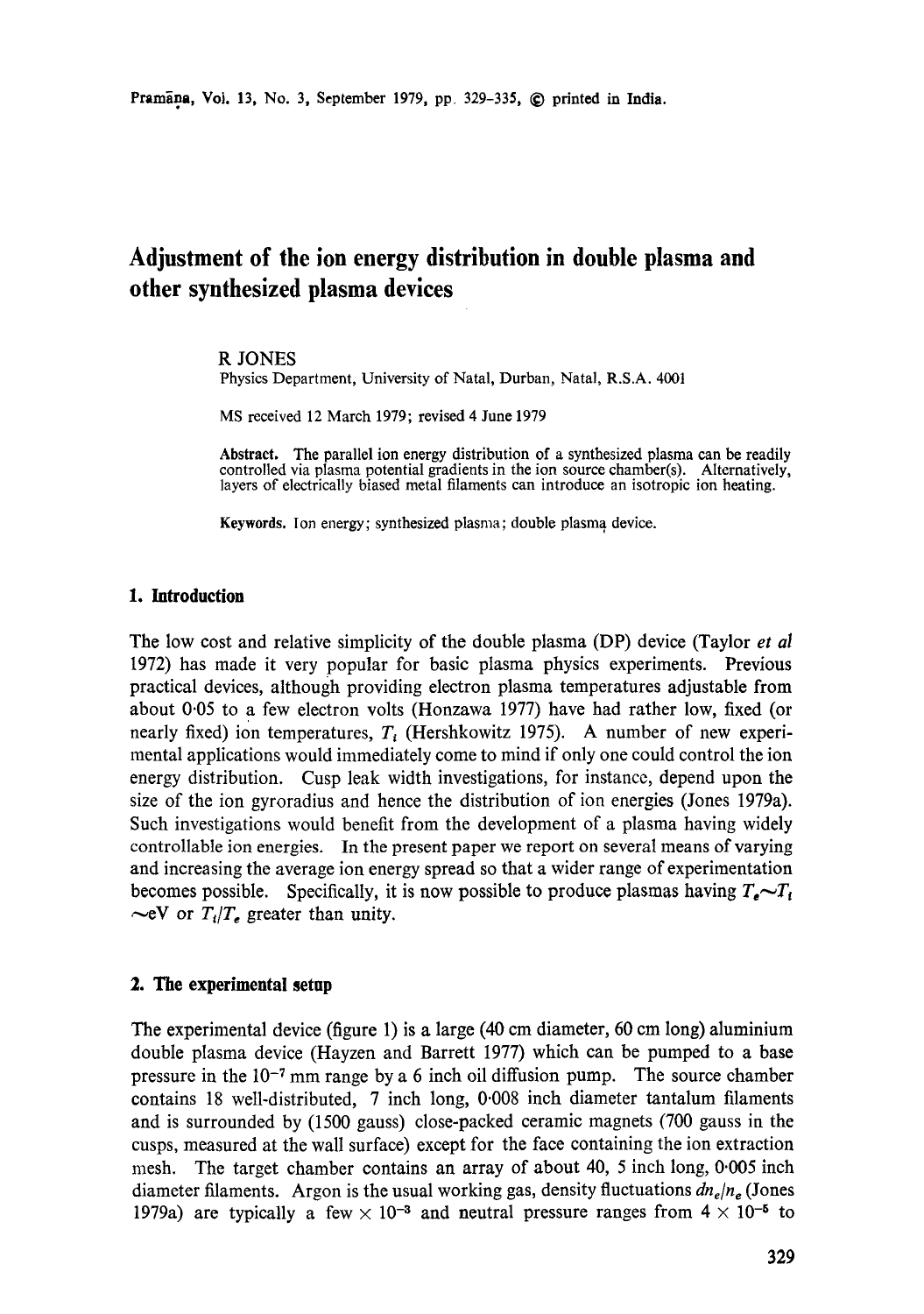# Adjustment of the ion energy distribution in double plasma and other synthesized plasma devices

R JONES

Physics Department, University of Natal, Durban, Natal, R.S.A. 4001

MS received 12 March 1979; revised 4 June 1979

**Abstract.** The parallel ion energy distribution of a synthesized plasma can be readily controlled via plasma potential gradients in the ion source chamber(s). Alternatively, layers of electrically biased metal filaments can introduce an isotropic ion heating.

**Keywords.** Ion energy; synthesized plasma; double plasma device.

## 1. Introduction

The low cost and relative simplicity of the double plasma (DP) device (Taylor *et al* 1972) has made it very popular for basic plasma physics experiments. Previous practical devices, although providing electron plasma temperatures adjustable from about 0·05 to a few electron volts (Honzawa 1977) have had rather low, fixed (or nearly fixed) ion temperatures, $T_i$ (Hershkowitz 1975). A number of new experimental applications would immediately come to mind if only one could control the ion energy distribution. Cusp leak width investigations, for instance, depend upon the size of the ion gyroradius and hence the distribution of ion energies (Jones 1979a). Such investigations would benefit from the development of a plasma having widely controllable ion energies. In the present paper we report on several means of varying and increasing the average ion energy spread so that a wider range of experimentation becomes possible. Specifically, it is now possible to produce plasmas having $T_e \sim T_i \sim$eV or $T_i/T_e$ greater than unity.

## 2. The experimental setup

The experimental device (figure 1) is a large (40 cm diameter, 60 cm long) aluminium double plasma device (Hayzen and Barrett 1977) which can be pumped to a base pressure in the $10^{-7}$ mm range by a 6 inch oil diffusion pump. The source chamber contains 18 well-distributed, 7 inch long, 0·008 inch diameter tantalum filaments and is surrounded by (1500 gauss) close-packed ceramic magnets (700 gauss in the cusps, measured at the wall surface) except for the face containing the ion extraction mesh. The target chamber contains an array of about 40, 5 inch long, 0·005 inch diameter filaments. Argon is the usual working gas, density fluctuations $dn_e/n_e$ (Jones 1979a) are typically a few $\times 10^{-3}$ and neutral pressure ranges from $4 \times 10^{-5}$ to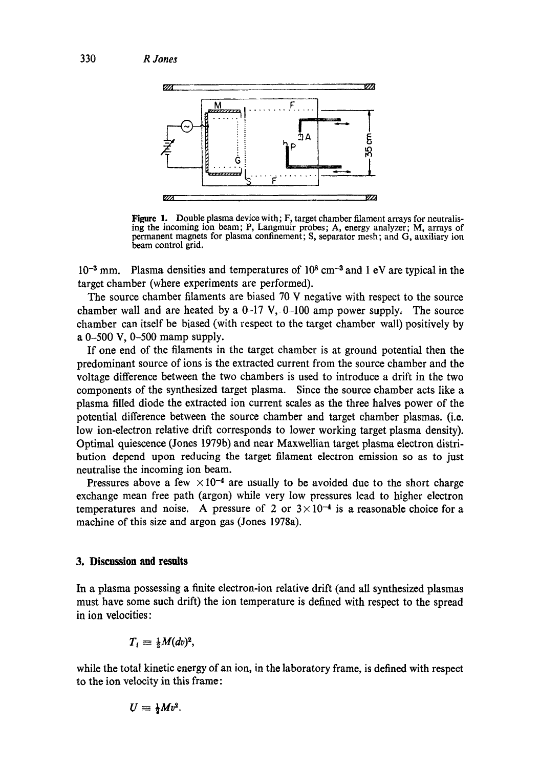Figure 1. Double plasma device with; F, target chamber filament arrays for neutralising the incoming ion beam; P, Langmuir probes; A, energy analyzer; M, arrays of permanent magnets for plasma confinement; S, separator mesh; and G, auxiliary ion beam control grid.

$10^{-3}$ mm. Plasma densities and temperatures of $10^8$ cm$^{-3}$ and 1 eV are typical in the target chamber (where experiments are performed).

The source chamber filaments are biased 70 V negative with respect to the source chamber wall and are heated by a 0–17 V, 0–100 amp power supply. The source chamber can itself be biased (with respect to the target chamber wall) positively by a 0–500 V, 0–500 mamp supply.

If one end of the filaments in the target chamber is at ground potential then the predominant source of ions is the extracted current from the source chamber and the voltage difference between the two chambers is used to introduce a drift in the two components of the synthesized target plasma. Since the source chamber acts like a plasma filled diode the extracted ion current scales as the three halves power of the potential difference between the source chamber and target chamber plasmas. (i.e. low ion-electron relative drift corresponds to lower working target plasma density). Optimal quiescence (Jones 1979b) and near Maxwellian target plasma electron distribution depend upon reducing the target filament electron emission so as to just neutralise the incoming ion beam.

Pressures above a few $\times 10^{-4}$ are usually to be avoided due to the short charge exchange mean free path (argon) while very low pressures lead to higher electron temperatures and noise. A pressure of 2 or $3 \times 10^{-4}$ is a reasonable choice for a machine of this size and argon gas (Jones 1978a).

## 3. Discussion and results

In a plasma possessing a finite electron-ion relative drift (and all synthesized plasmas must have some such drift) the ion temperature is defined with respect to the spread in ion velocities:

$$T_i \equiv \tfrac{1}{2}M(dv)^2,$$

while the total kinetic energy of an ion, in the laboratory frame, is defined with respect to the ion velocity in this frame:

$$U \equiv \tfrac{1}{2}Mv^2.$$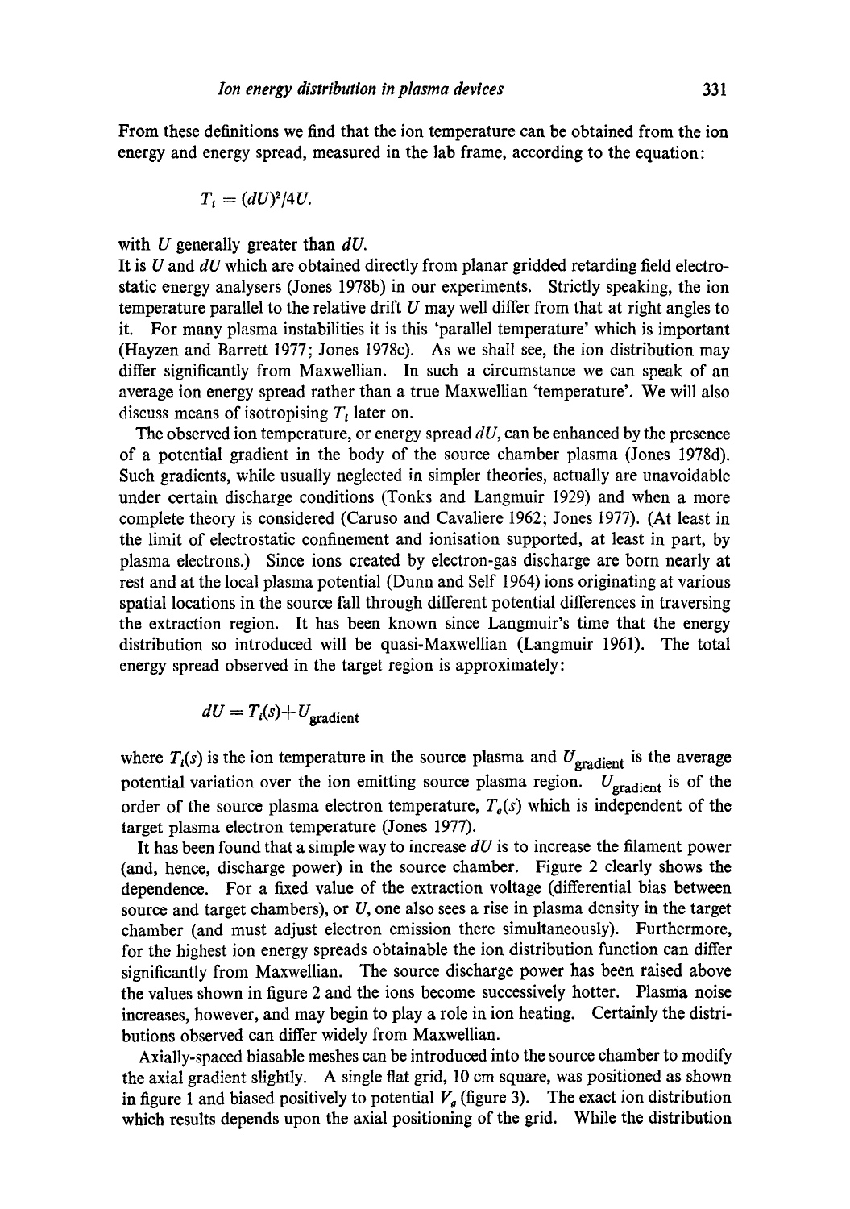From these definitions we find that the ion temperature can be obtained from the ion energy and energy spread, measured in the lab frame, according to the equation:

$$T_i = (dU)^2/4U.$$

with $U$ generally greater than $dU$.

It is $U$ and $dU$ which are obtained directly from planar gridded retarding field electrostatic energy analysers (Jones 1978b) in our experiments. Strictly speaking, the ion temperature parallel to the relative drift $U$ may well differ from that at right angles to it. For many plasma instabilities it is this 'parallel temperature' which is important (Hayzen and Barrett 1977; Jones 1978c). As we shall see, the ion distribution may differ significantly from Maxwellian. In such a circumstance we can speak of an average ion energy spread rather than a true Maxwellian 'temperature'. We will also discuss means of isotropising $T_i$ later on.

The observed ion temperature, or energy spread $dU$, can be enhanced by the presence of a potential gradient in the body of the source chamber plasma (Jones 1978d). Such gradients, while usually neglected in simpler theories, actually are unavoidable under certain discharge conditions (Tonks and Langmuir 1929) and when a more complete theory is considered (Caruso and Cavaliere 1962; Jones 1977). (At least in the limit of electrostatic confinement and ionisation supported, at least in part, by plasma electrons.) Since ions created by electron-gas discharge are born nearly at rest and at the local plasma potential (Dunn and Self 1964) ions originating at various spatial locations in the source fall through different potential differences in traversing the extraction region. It has been known since Langmuir's time that the energy distribution so introduced will be quasi-Maxwellian (Langmuir 1961). The total energy spread observed in the target region is approximately:

$$dU = T_i(s) + U_{\text{gradient}}$$

where $T_i(s)$ is the ion temperature in the source plasma and $U_{\text{gradient}}$ is the average potential variation over the ion emitting source plasma region. $U_{\text{gradient}}$ is of the order of the source plasma electron temperature, $T_e(s)$ which is independent of the target plasma electron temperature (Jones 1977).

It has been found that a simple way to increase $dU$ is to increase the filament power (and, hence, discharge power) in the source chamber. Figure 2 clearly shows the dependence. For a fixed value of the extraction voltage (differential bias between source and target chambers), or $U$, one also sees a rise in plasma density in the target chamber (and must adjust electron emission there simultaneously). Furthermore, for the highest ion energy spreads obtainable the ion distribution function can differ significantly from Maxwellian. The source discharge power has been raised above the values shown in figure 2 and the ions become successively hotter. Plasma noise increases, however, and may begin to play a role in ion heating. Certainly the distributions observed can differ widely from Maxwellian.

Axially-spaced biasable meshes can be introduced into the source chamber to modify the axial gradient slightly. A single flat grid, 10 cm square, was positioned as shown in figure 1 and biased positively to potential $V_g$ (figure 3). The exact ion distribution which results depends upon the axial positioning of the grid. While the distribution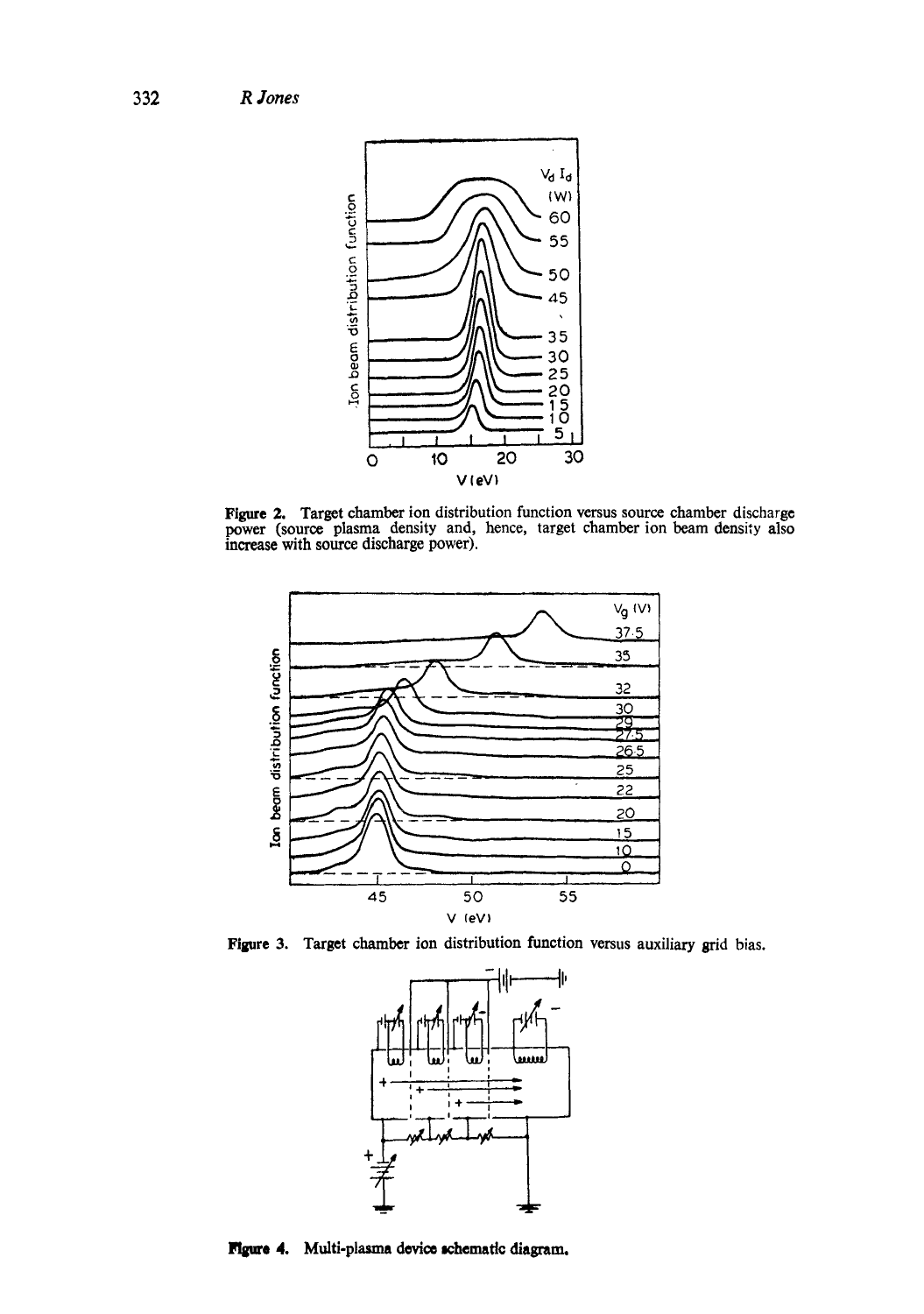**Figure 2.** Target chamber ion distribution function versus source chamber discharge power (source plasma density and, hence, target chamber ion beam density also increase with source discharge power).

**Figure 3.** Target chamber ion distribution function versus auxiliary grid bias.

**Figure 4.** Multi-plasma device schematic diagram.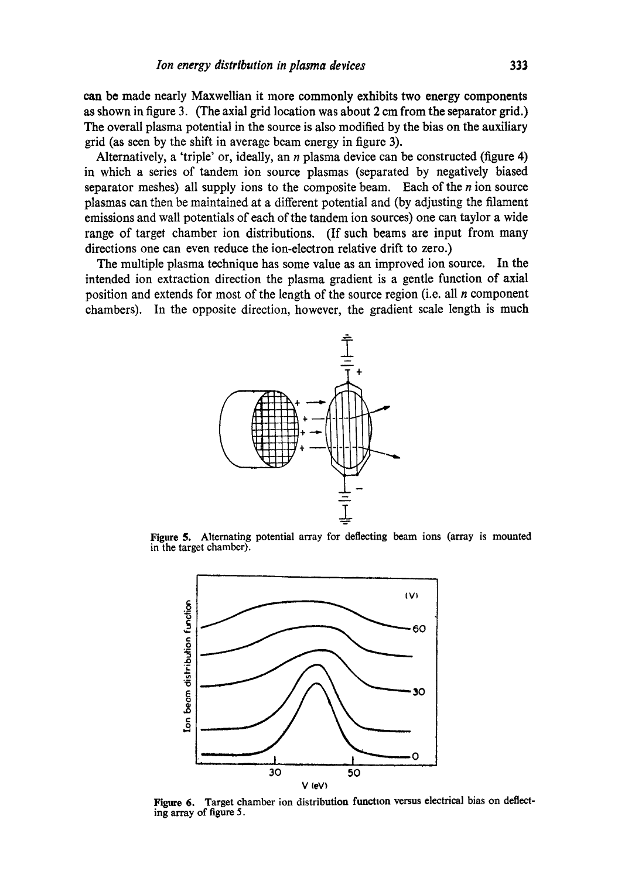can be made nearly Maxwellian it more commonly exhibits two energy components as shown in figure 3. (The axial grid location was about 2 cm from the separator grid.) The overall plasma potential in the source is also modified by the bias on the auxiliary grid (as seen by the shift in average beam energy in figure 3).

Alternatively, a 'triple' or, ideally, an $n$ plasma device can be constructed (figure 4) in which a series of tandem ion source plasmas (separated by negatively biased separator meshes) all supply ions to the composite beam. Each of the $n$ ion source plasmas can then be maintained at a different potential and (by adjusting the filament emissions and wall potentials of each of the tandem ion sources) one can taylor a wide range of target chamber ion distributions. (If such beams are input from many directions one can even reduce the ion-electron relative drift to zero.)

The multiple plasma technique has some value as an improved ion source. In the intended ion extraction direction the plasma gradient is a gentle function of axial position and extends for most of the length of the source region (i.e. all $n$ component chambers). In the opposite direction, however, the gradient scale length is much

**Figure 5.** Alternating potential array for deflecting beam ions (array is mounted in the target chamber).

**Figure 6.** Target chamber ion distribution function versus electrical bias on deflecting array of figure 5.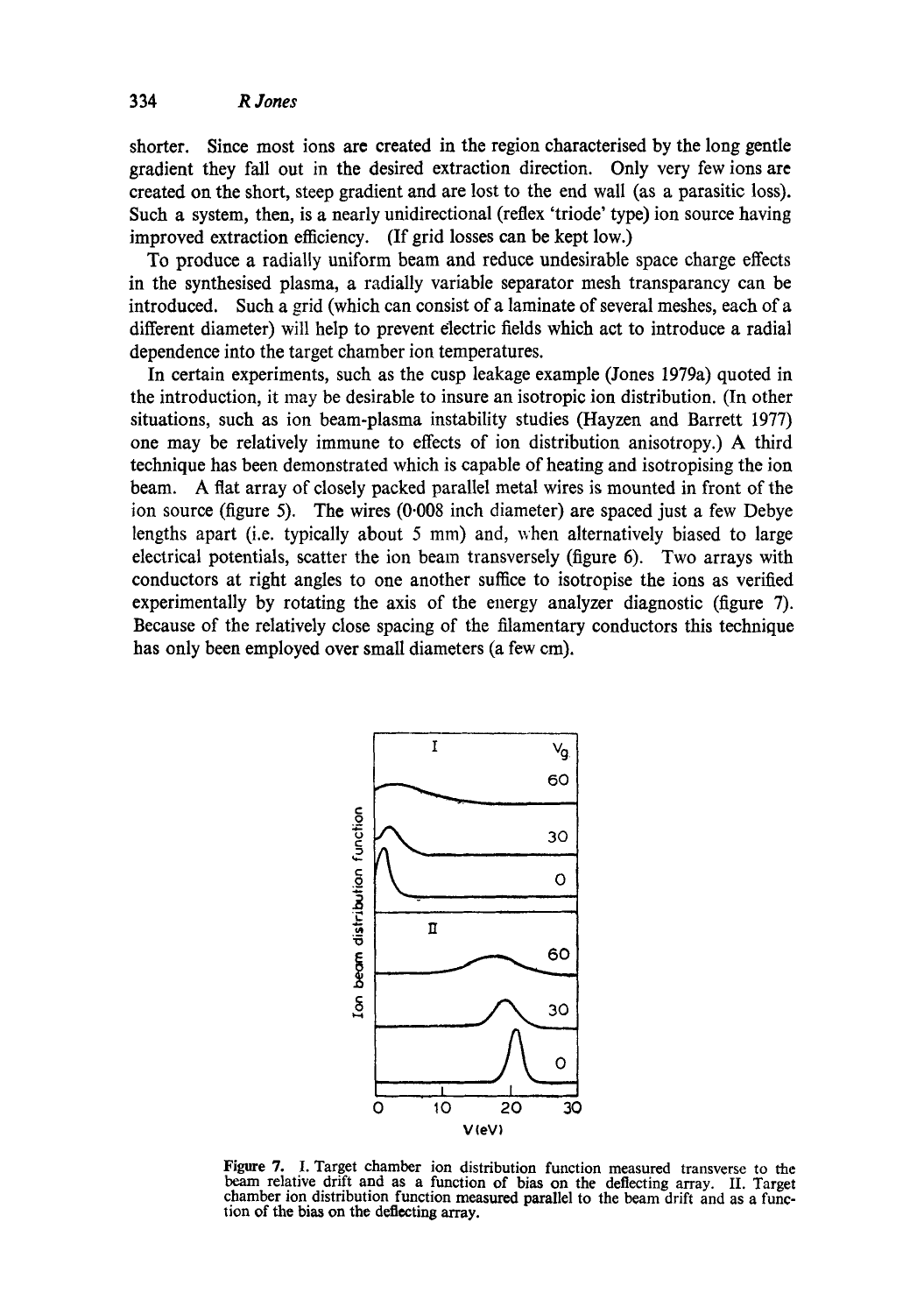shorter. Since most ions are created in the region characterised by the long gentle gradient they fall out in the desired extraction direction. Only very few ions are created on the short, steep gradient and are lost to the end wall (as a parasitic loss). Such a system, then, is a nearly unidirectional (reflex 'triode' type) ion source having improved extraction efficiency. (If grid losses can be kept low.)

To produce a radially uniform beam and reduce undesirable space charge effects in the synthesised plasma, a radially variable separator mesh transparancy can be introduced. Such a grid (which can consist of a laminate of several meshes, each of a different diameter) will help to prevent electric fields which act to introduce a radial dependence into the target chamber ion temperatures.

In certain experiments, such as the cusp leakage example (Jones 1979a) quoted in the introduction, it may be desirable to insure an isotropic ion distribution. (In other situations, such as ion beam-plasma instability studies (Hayzen and Barrett 1977) one may be relatively immune to effects of ion distribution anisotropy.) A third technique has been demonstrated which is capable of heating and isotropising the ion beam. A flat array of closely packed parallel metal wires is mounted in front of the ion source (figure 5). The wires (0·008 inch diameter) are spaced just a few Debye lengths apart (i.e. typically about 5 mm) and, when alternatively biased to large electrical potentials, scatter the ion beam transversely (figure 6). Two arrays with conductors at right angles to one another suffice to isotropise the ions as verified experimentally by rotating the axis of the energy analyzer diagnostic (figure 7). Because of the relatively close spacing of the filamentary conductors this technique has only been employed over small diameters (a few cm).

**Figure 7.** I. Target chamber ion distribution function measured transverse to the beam relative drift and as a function of bias on the deflecting array. II. Target chamber ion distribution function measured parallel to the beam drift and as a function of the bias on the deflecting array.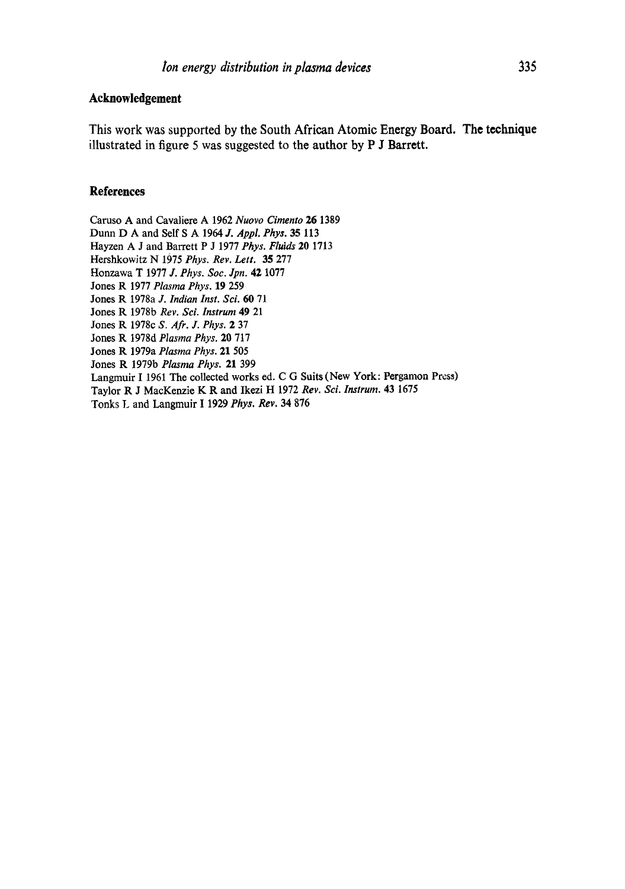## Acknowledgement

This work was supported by the South African Atomic Energy Board. The technique illustrated in figure 5 was suggested to the author by P J Barrett.

## References

Caruso A and Cavaliere A 1962 *Nuovo Cimento* **26** 1389
Dunn D A and Self S A 1964 *J. Appl. Phys.* **35** 113
Hayzen A J and Barrett P J 1977 *Phys. Fluids* **20** 1713
Hershkowitz N 1975 *Phys. Rev. Lett.* **35** 277
Honzawa T 1977 *J. Phys. Soc. Jpn.* **42** 1077
Jones R 1977 *Plasma Phys.* **19** 259
Jones R 1978a *J. Indian Inst. Sci.* **60** 71
Jones R 1978b *Rev. Sci. Instrum* **49** 21
Jones R 1978c *S. Afr. J. Phys.* **2** 37
Jones R 1978d *Plasma Phys.* **20** 717
Jones R 1979a *Plasma Phys.* **21** 505
Jones R 1979b *Plasma Phys.* **21** 399
Langmuir I 1961 The collected works ed. C G Suits (New York: Pergamon Press)
Taylor R J MacKenzie K R and Ikezi H 1972 *Rev. Sci. Instrum.* **43** 1675
Tonks L and Langmuir I 1929 *Phys. Rev.* **34** 876